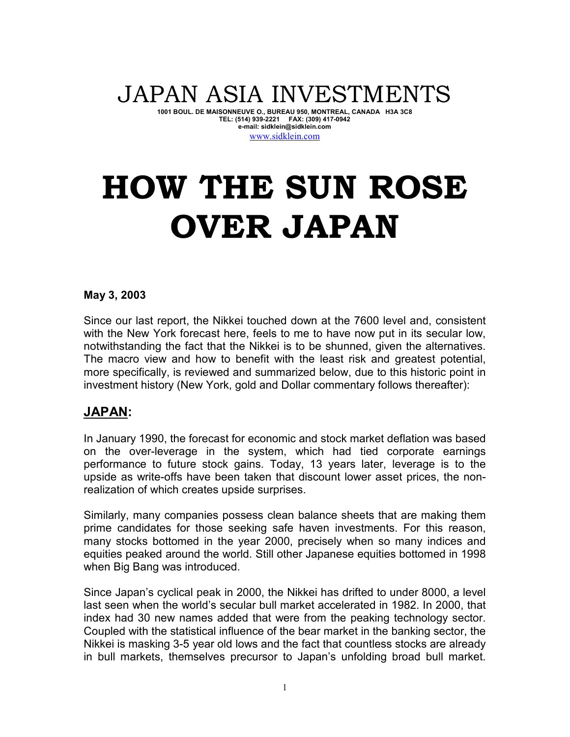# JAPAN ASIA INVESTMENTS

**1001 BOUL. DE MAISONNEUVE O., BUREAU 950, MONTREAL, CANADA H3A 3C8**
**TEL: (514) 939-2221 FAX: (309) 417-0942**
**e-mail: sidklein@sidklein.com**
www.sidklein.com

# HOW THE SUN ROSE OVER JAPAN

**May 3, 2003**

Since our last report, the Nikkei touched down at the 7600 level and, consistent with the New York forecast here, feels to me to have now put in its secular low, notwithstanding the fact that the Nikkei is to be shunned, given the alternatives. The macro view and how to benefit with the least risk and greatest potential, more specifically, is reviewed and summarized below, due to this historic point in investment history (New York, gold and Dollar commentary follows thereafter):

## JAPAN:

In January 1990, the forecast for economic and stock market deflation was based on the over-leverage in the system, which had tied corporate earnings performance to future stock gains. Today, 13 years later, leverage is to the upside as write-offs have been taken that discount lower asset prices, the non-realization of which creates upside surprises.

Similarly, many companies possess clean balance sheets that are making them prime candidates for those seeking safe haven investments. For this reason, many stocks bottomed in the year 2000, precisely when so many indices and equities peaked around the world. Still other Japanese equities bottomed in 1998 when Big Bang was introduced.

Since Japan's cyclical peak in 2000, the Nikkei has drifted to under 8000, a level last seen when the world's secular bull market accelerated in 1982. In 2000, that index had 30 new names added that were from the peaking technology sector. Coupled with the statistical influence of the bear market in the banking sector, the Nikkei is masking 3-5 year old lows and the fact that countless stocks are already in bull markets, themselves precursor to Japan's unfolding broad bull market.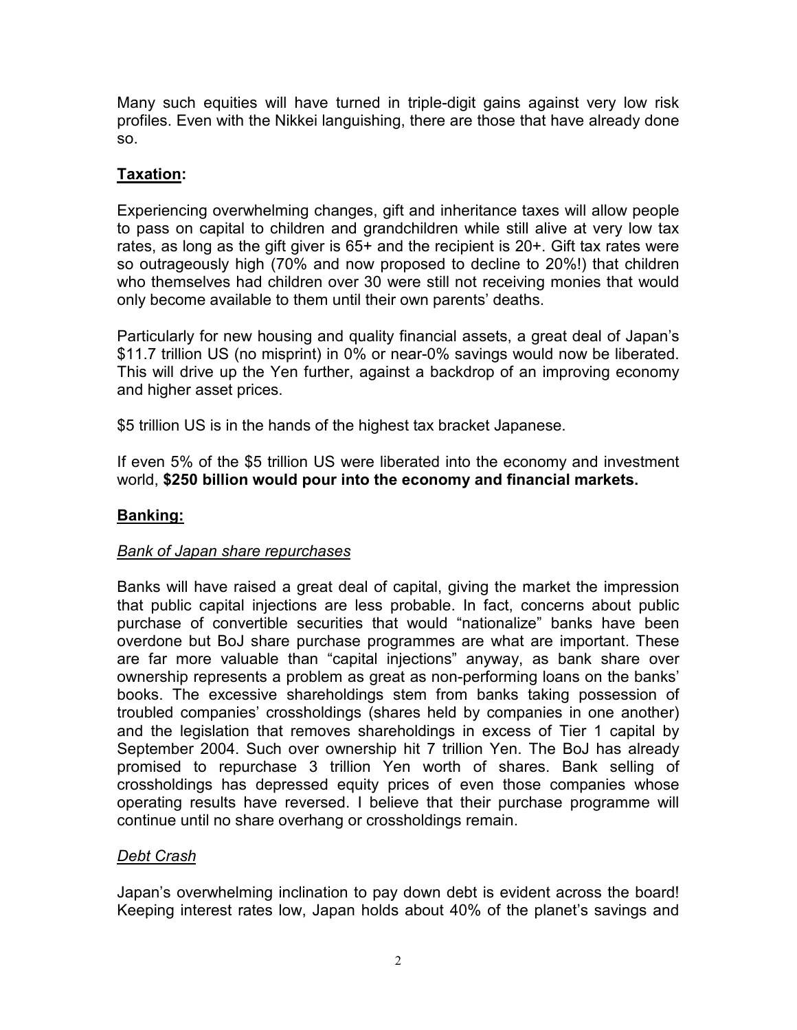Many such equities will have turned in triple-digit gains against very low risk profiles. Even with the Nikkei languishing, there are those that have already done so.

## **Taxation:**

Experiencing overwhelming changes, gift and inheritance taxes will allow people to pass on capital to children and grandchildren while still alive at very low tax rates, as long as the gift giver is 65+ and the recipient is 20+. Gift tax rates were so outrageously high (70% and now proposed to decline to 20%!) that children who themselves had children over 30 were still not receiving monies that would only become available to them until their own parents' deaths.

Particularly for new housing and quality financial assets, a great deal of Japan's \$11.7 trillion US (no misprint) in 0% or near-0% savings would now be liberated. This will drive up the Yen further, against a backdrop of an improving economy and higher asset prices.

\$5 trillion US is in the hands of the highest tax bracket Japanese.

If even 5% of the \$5 trillion US were liberated into the economy and investment world, **\$250 billion would pour into the economy and financial markets.**

## **Banking:**

### *Bank of Japan share repurchases*

Banks will have raised a great deal of capital, giving the market the impression that public capital injections are less probable. In fact, concerns about public purchase of convertible securities that would "nationalize" banks have been overdone but BoJ share purchase programmes are what are important. These are far more valuable than "capital injections" anyway, as bank share over ownership represents a problem as great as non-performing loans on the banks' books. The excessive shareholdings stem from banks taking possession of troubled companies' crossholdings (shares held by companies in one another) and the legislation that removes shareholdings in excess of Tier 1 capital by September 2004. Such over ownership hit 7 trillion Yen. The BoJ has already promised to repurchase 3 trillion Yen worth of shares. Bank selling of crossholdings has depressed equity prices of even those companies whose operating results have reversed. I believe that their purchase programme will continue until no share overhang or crossholdings remain.

### *Debt Crash*

Japan's overwhelming inclination to pay down debt is evident across the board! Keeping interest rates low, Japan holds about 40% of the planet's savings and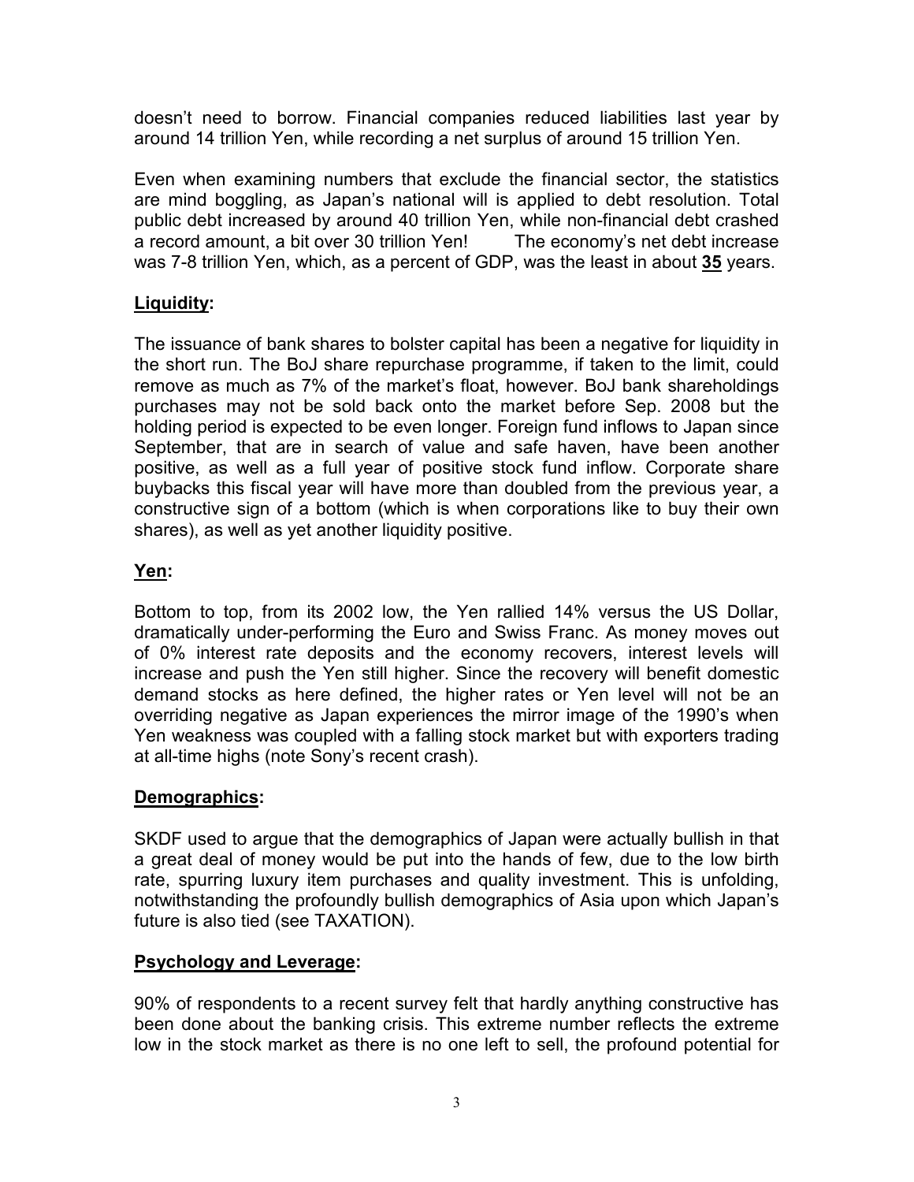doesn't need to borrow. Financial companies reduced liabilities last year by around 14 trillion Yen, while recording a net surplus of around 15 trillion Yen.

Even when examining numbers that exclude the financial sector, the statistics are mind boggling, as Japan's national will is applied to debt resolution. Total public debt increased by around 40 trillion Yen, while non-financial debt crashed a record amount, a bit over 30 trillion Yen! The economy's net debt increase was 7-8 trillion Yen, which, as a percent of GDP, was the least in about **35** years.

## Liquidity:

The issuance of bank shares to bolster capital has been a negative for liquidity in the short run. The BoJ share repurchase programme, if taken to the limit, could remove as much as 7% of the market's float, however. BoJ bank shareholdings purchases may not be sold back onto the market before Sep. 2008 but the holding period is expected to be even longer. Foreign fund inflows to Japan since September, that are in search of value and safe haven, have been another positive, as well as a full year of positive stock fund inflow. Corporate share buybacks this fiscal year will have more than doubled from the previous year, a constructive sign of a bottom (which is when corporations like to buy their own shares), as well as yet another liquidity positive.

## Yen:

Bottom to top, from its 2002 low, the Yen rallied 14% versus the US Dollar, dramatically under-performing the Euro and Swiss Franc. As money moves out of 0% interest rate deposits and the economy recovers, interest levels will increase and push the Yen still higher. Since the recovery will benefit domestic demand stocks as here defined, the higher rates or Yen level will not be an overriding negative as Japan experiences the mirror image of the 1990's when Yen weakness was coupled with a falling stock market but with exporters trading at all-time highs (note Sony's recent crash).

## Demographics:

SKDF used to argue that the demographics of Japan were actually bullish in that a great deal of money would be put into the hands of few, due to the low birth rate, spurring luxury item purchases and quality investment. This is unfolding, notwithstanding the profoundly bullish demographics of Asia upon which Japan's future is also tied (see TAXATION).

## Psychology and Leverage:

90% of respondents to a recent survey felt that hardly anything constructive has been done about the banking crisis. This extreme number reflects the extreme low in the stock market as there is no one left to sell, the profound potential for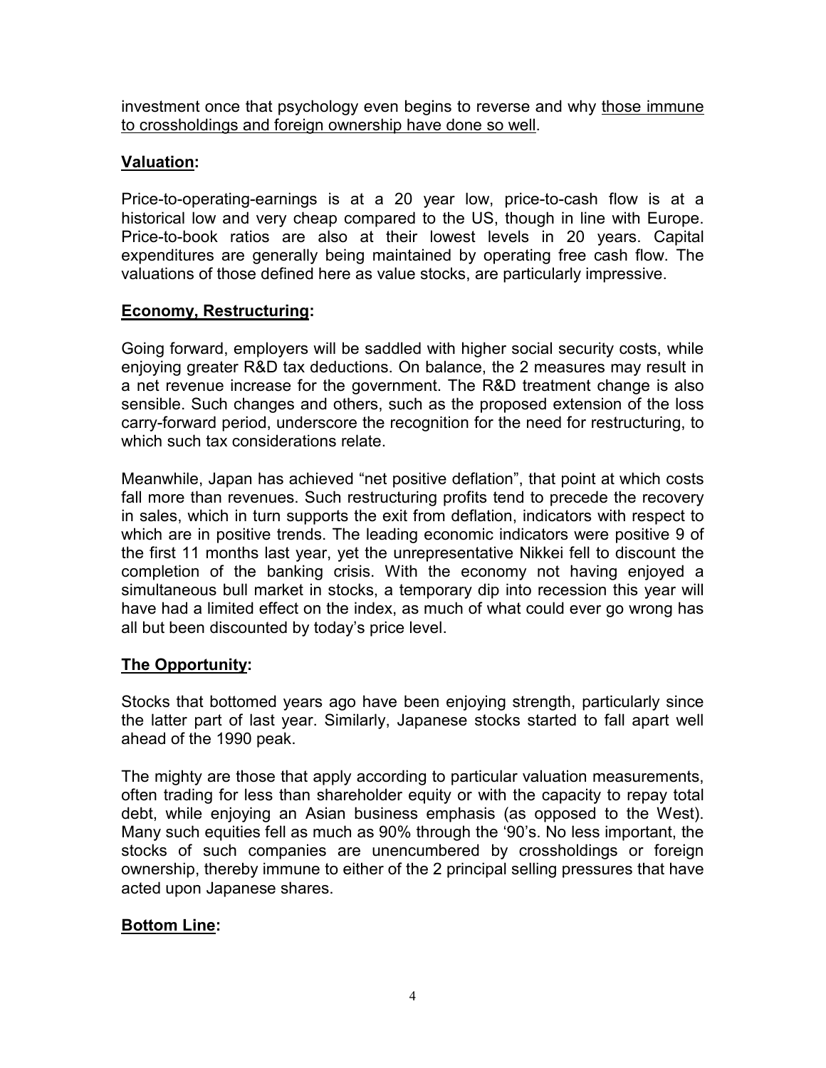investment once that psychology even begins to reverse and why <u>those immune to crossholdings and foreign ownership have done so well</u>.

**<u>Valuation</u>:**

Price-to-operating-earnings is at a 20 year low, price-to-cash flow is at a historical low and very cheap compared to the US, though in line with Europe. Price-to-book ratios are also at their lowest levels in 20 years. Capital expenditures are generally being maintained by operating free cash flow. The valuations of those defined here as value stocks, are particularly impressive.

**<u>Economy, Restructuring</u>:**

Going forward, employers will be saddled with higher social security costs, while enjoying greater R&D tax deductions. On balance, the 2 measures may result in a net revenue increase for the government. The R&D treatment change is also sensible. Such changes and others, such as the proposed extension of the loss carry-forward period, underscore the recognition for the need for restructuring, to which such tax considerations relate.

Meanwhile, Japan has achieved "net positive deflation", that point at which costs fall more than revenues. Such restructuring profits tend to precede the recovery in sales, which in turn supports the exit from deflation, indicators with respect to which are in positive trends. The leading economic indicators were positive 9 of the first 11 months last year, yet the unrepresentative Nikkei fell to discount the completion of the banking crisis. With the economy not having enjoyed a simultaneous bull market in stocks, a temporary dip into recession this year will have had a limited effect on the index, as much of what could ever go wrong has all but been discounted by today's price level.

**<u>The Opportunity</u>:**

Stocks that bottomed years ago have been enjoying strength, particularly since the latter part of last year. Similarly, Japanese stocks started to fall apart well ahead of the 1990 peak.

The mighty are those that apply according to particular valuation measurements, often trading for less than shareholder equity or with the capacity to repay total debt, while enjoying an Asian business emphasis (as opposed to the West). Many such equities fell as much as 90% through the '90's. No less important, the stocks of such companies are unencumbered by crossholdings or foreign ownership, thereby immune to either of the 2 principal selling pressures that have acted upon Japanese shares.

**<u>Bottom Line</u>:**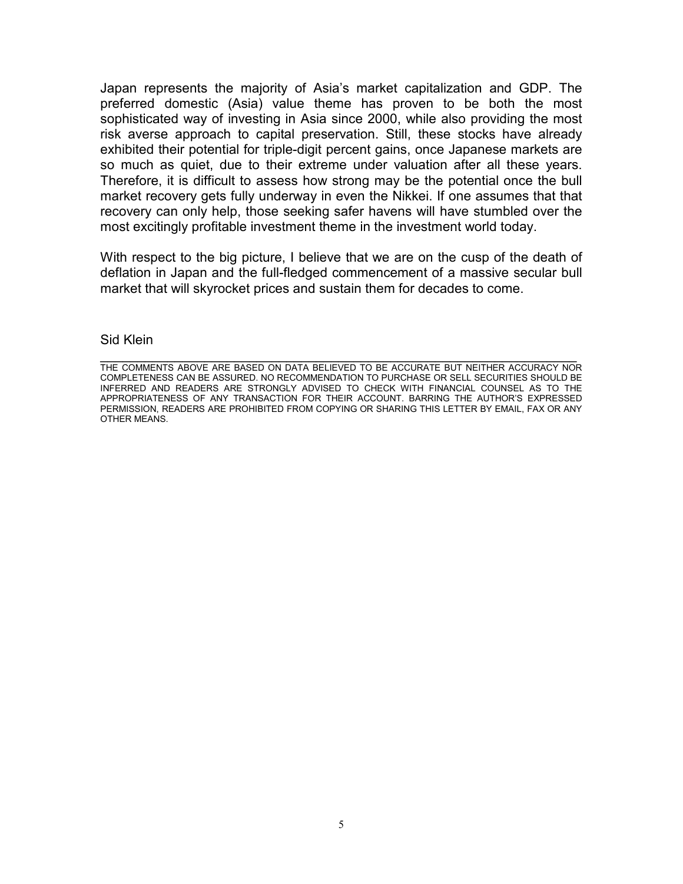Japan represents the majority of Asia's market capitalization and GDP. The preferred domestic (Asia) value theme has proven to be both the most sophisticated way of investing in Asia since 2000, while also providing the most risk averse approach to capital preservation. Still, these stocks have already exhibited their potential for triple-digit percent gains, once Japanese markets are so much as quiet, due to their extreme under valuation after all these years. Therefore, it is difficult to assess how strong may be the potential once the bull market recovery gets fully underway in even the Nikkei. If one assumes that that recovery can only help, those seeking safer havens will have stumbled over the most excitingly profitable investment theme in the investment world today.

With respect to the big picture, I believe that we are on the cusp of the death of deflation in Japan and the full-fledged commencement of a massive secular bull market that will skyrocket prices and sustain them for decades to come.

Sid Klein

---

THE COMMENTS ABOVE ARE BASED ON DATA BELIEVED TO BE ACCURATE BUT NEITHER ACCURACY NOR COMPLETENESS CAN BE ASSURED. NO RECOMMENDATION TO PURCHASE OR SELL SECURITIES SHOULD BE INFERRED AND READERS ARE STRONGLY ADVISED TO CHECK WITH FINANCIAL COUNSEL AS TO THE APPROPRIATENESS OF ANY TRANSACTION FOR THEIR ACCOUNT. BARRING THE AUTHOR'S EXPRESSED PERMISSION, READERS ARE PROHIBITED FROM COPYING OR SHARING THIS LETTER BY EMAIL, FAX OR ANY OTHER MEANS.